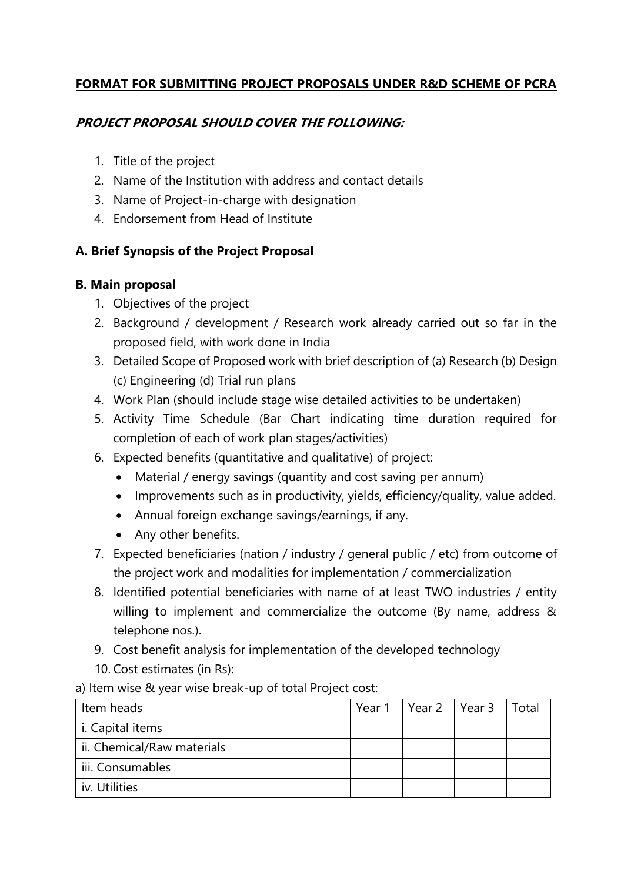# **FORMAT FOR SUBMITTING PROJECT PROPOSALS UNDER R&D SCHEME OF PCRA**

***PROJECT PROPOSAL SHOULD COVER THE FOLLOWING:***

1. Title of the project
2. Name of the Institution with address and contact details
3. Name of Project-in-charge with designation
4. Endorsement from Head of Institute

## **A. Brief Synopsis of the Project Proposal**

## **B. Main proposal**

1. Objectives of the project
2. Background / development / Research work already carried out so far in the proposed field, with work done in India
3. Detailed Scope of Proposed work with brief description of (a) Research (b) Design (c) Engineering (d) Trial run plans
4. Work Plan (should include stage wise detailed activities to be undertaken)
5. Activity Time Schedule (Bar Chart indicating time duration required for completion of each of work plan stages/activities)
6. Expected benefits (quantitative and qualitative) of project:
   - Material / energy savings (quantity and cost saving per annum)
   - Improvements such as in productivity, yields, efficiency/quality, value added.
   - Annual foreign exchange savings/earnings, if any.
   - Any other benefits.
7. Expected beneficiaries (nation / industry / general public / etc) from outcome of the project work and modalities for implementation / commercialization
8. Identified potential beneficiaries with name of at least TWO industries / entity willing to implement and commercialize the outcome (By name, address & telephone nos.).
9. Cost benefit analysis for implementation of the developed technology
10. Cost estimates (in Rs):

a) Item wise & year wise break-up of total Project cost:

| Item heads | Year 1 | Year 2 | Year 3 | Total |
|---|---|---|---|---|
| i. Capital items | | | | |
| ii. Chemical/Raw materials | | | | |
| iii. Consumables | | | | |
| iv. Utilities | | | | |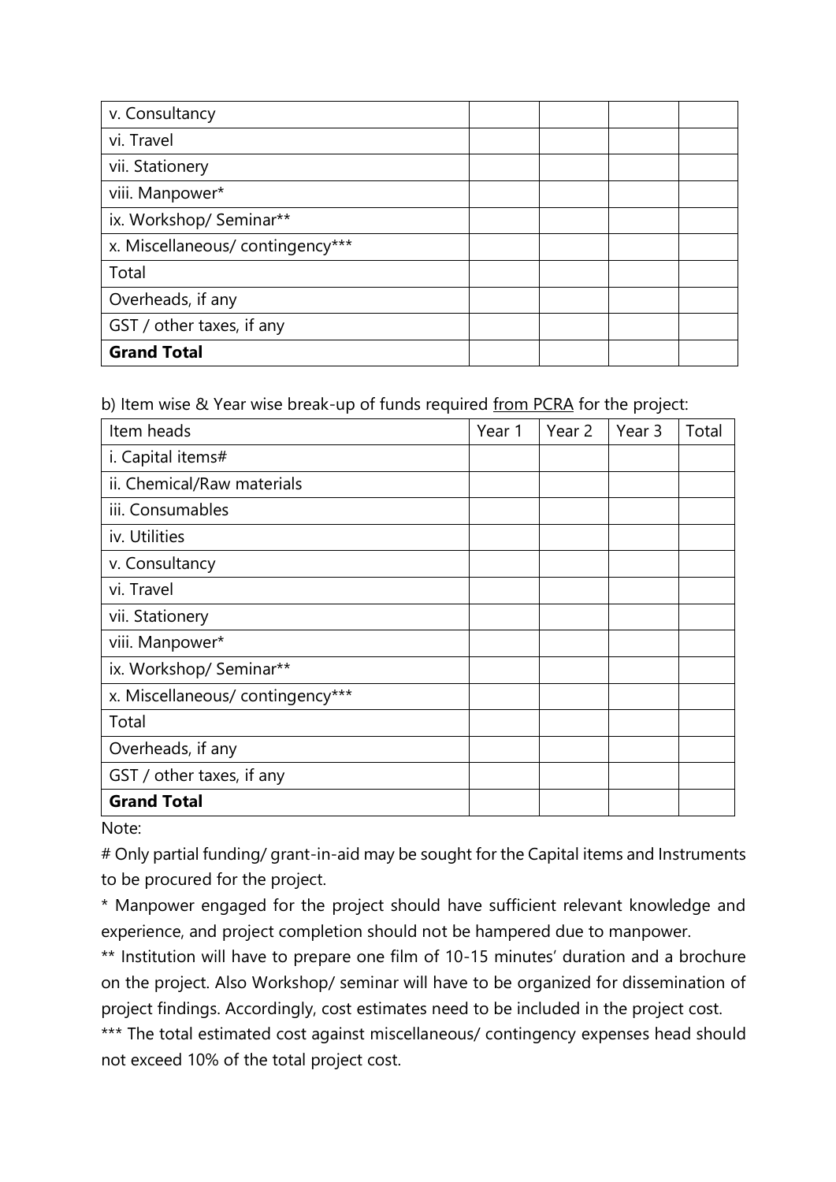| | | | | |
|---|---|---|---|---|
| v. Consultancy | | | | |
| vi. Travel | | | | |
| vii. Stationery | | | | |
| viii. Manpower* | | | | |
| ix. Workshop/ Seminar** | | | | |
| x. Miscellaneous/ contingency*** | | | | |
| Total | | | | |
| Overheads, if any | | | | |
| GST / other taxes, if any | | | | |
| **Grand Total** | | | | |

b) Item wise & Year wise break-up of funds required <u>from PCRA</u> for the project:

| Item heads | Year 1 | Year 2 | Year 3 | Total |
|---|---|---|---|---|
| i. Capital items# | | | | |
| ii. Chemical/Raw materials | | | | |
| iii. Consumables | | | | |
| iv. Utilities | | | | |
| v. Consultancy | | | | |
| vi. Travel | | | | |
| vii. Stationery | | | | |
| viii. Manpower* | | | | |
| ix. Workshop/ Seminar** | | | | |
| x. Miscellaneous/ contingency*** | | | | |
| Total | | | | |
| Overheads, if any | | | | |
| GST / other taxes, if any | | | | |
| **Grand Total** | | | | |

Note:

# Only partial funding/ grant-in-aid may be sought for the Capital items and Instruments to be procured for the project.

* Manpower engaged for the project should have sufficient relevant knowledge and experience, and project completion should not be hampered due to manpower.

** Institution will have to prepare one film of 10-15 minutes' duration and a brochure on the project. Also Workshop/ seminar will have to be organized for dissemination of project findings. Accordingly, cost estimates need to be included in the project cost.

*** The total estimated cost against miscellaneous/ contingency expenses head should not exceed 10% of the total project cost.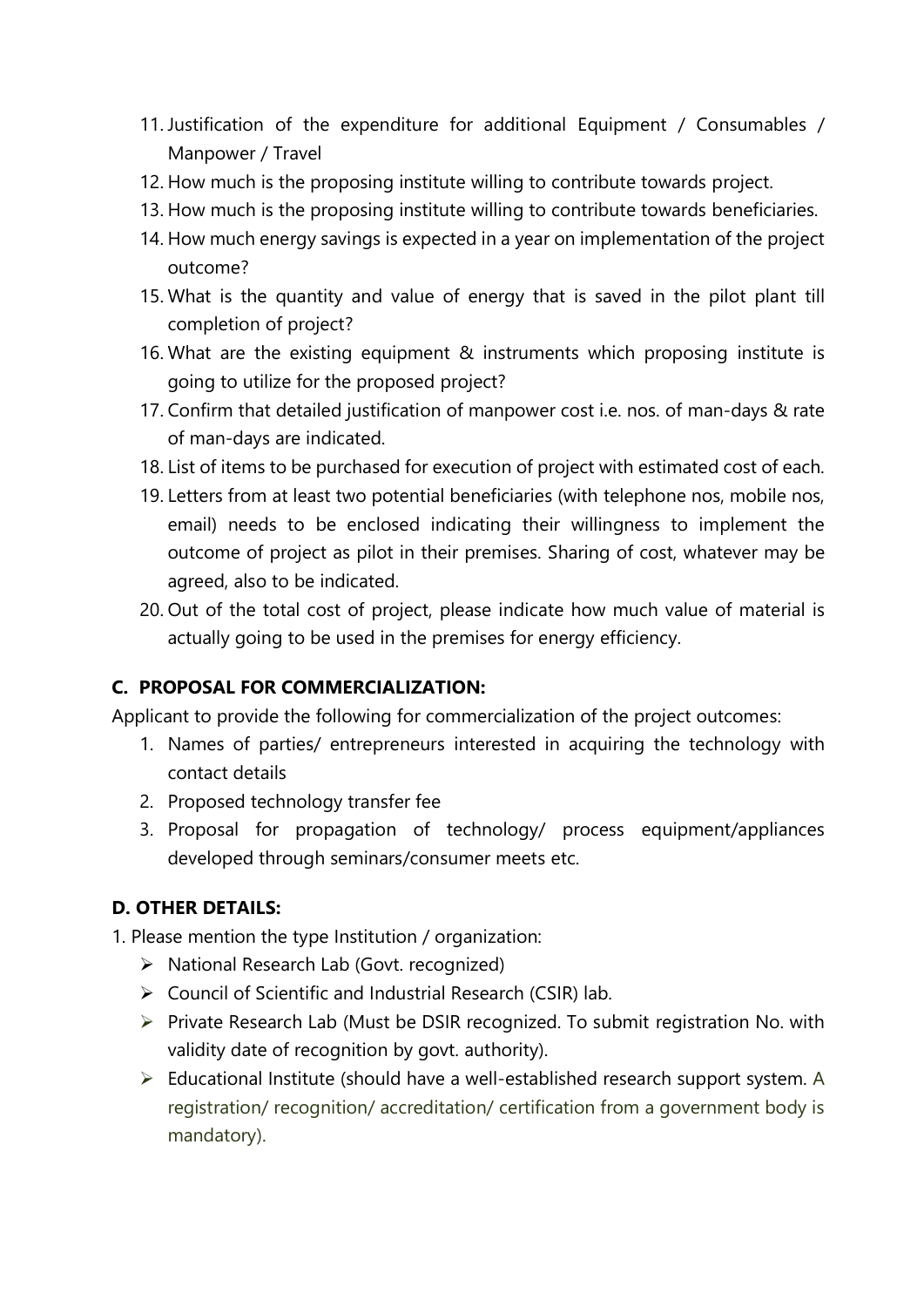11. Justification of the expenditure for additional Equipment / Consumables / Manpower / Travel
12. How much is the proposing institute willing to contribute towards project.
13. How much is the proposing institute willing to contribute towards beneficiaries.
14. How much energy savings is expected in a year on implementation of the project outcome?
15. What is the quantity and value of energy that is saved in the pilot plant till completion of project?
16. What are the existing equipment & instruments which proposing institute is going to utilize for the proposed project?
17. Confirm that detailed justification of manpower cost i.e. nos. of man-days & rate of man-days are indicated.
18. List of items to be purchased for execution of project with estimated cost of each.
19. Letters from at least two potential beneficiaries (with telephone nos, mobile nos, email) needs to be enclosed indicating their willingness to implement the outcome of project as pilot in their premises. Sharing of cost, whatever may be agreed, also to be indicated.
20. Out of the total cost of project, please indicate how much value of material is actually going to be used in the premises for energy efficiency.

## C. PROPOSAL FOR COMMERCIALIZATION:

Applicant to provide the following for commercialization of the project outcomes:

1. Names of parties/ entrepreneurs interested in acquiring the technology with contact details
2. Proposed technology transfer fee
3. Proposal for propagation of technology/ process equipment/appliances developed through seminars/consumer meets etc.

## D. OTHER DETAILS:

1. Please mention the type Institution / organization:
   - National Research Lab (Govt. recognized)
   - Council of Scientific and Industrial Research (CSIR) lab.
   - Private Research Lab (Must be DSIR recognized. To submit registration No. with validity date of recognition by govt. authority).
   - Educational Institute (should have a well-established research support system. A registration/ recognition/ accreditation/ certification from a government body is mandatory).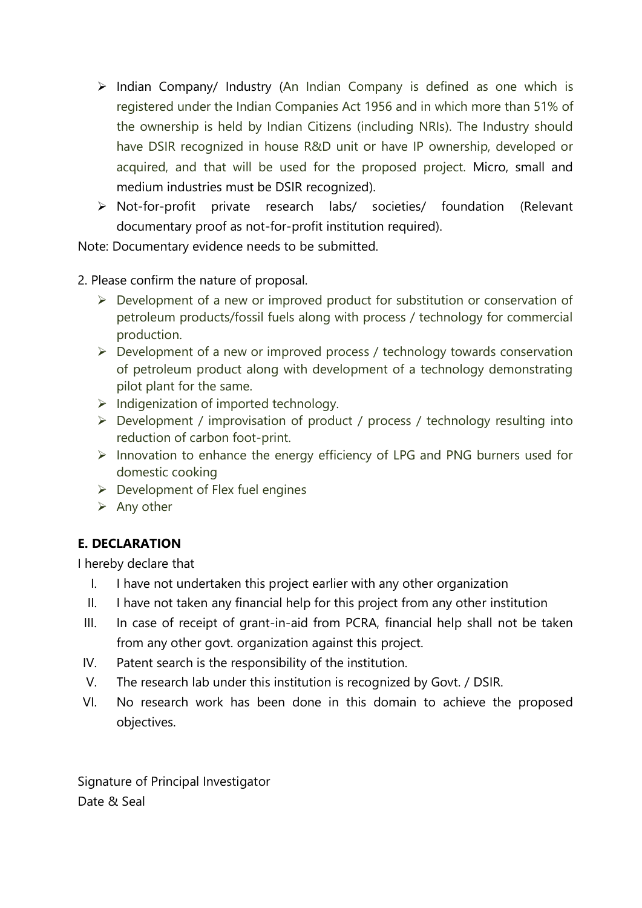- Indian Company/ Industry (An Indian Company is defined as one which is registered under the Indian Companies Act 1956 and in which more than 51% of the ownership is held by Indian Citizens (including NRIs). The Industry should have DSIR recognized in house R&D unit or have IP ownership, developed or acquired, and that will be used for the proposed project. Micro, small and medium industries must be DSIR recognized).
- Not-for-profit private research labs/ societies/ foundation (Relevant documentary proof as not-for-profit institution required).

Note: Documentary evidence needs to be submitted.

2. Please confirm the nature of proposal.

- Development of a new or improved product for substitution or conservation of petroleum products/fossil fuels along with process / technology for commercial production.
- Development of a new or improved process / technology towards conservation of petroleum product along with development of a technology demonstrating pilot plant for the same.
- Indigenization of imported technology.
- Development / improvisation of product / process / technology resulting into reduction of carbon foot-print.
- Innovation to enhance the energy efficiency of LPG and PNG burners used for domestic cooking
- Development of Flex fuel engines
- Any other

**E. DECLARATION**

I hereby declare that

I. I have not undertaken this project earlier with any other organization

II. I have not taken any financial help for this project from any other institution

III. In case of receipt of grant-in-aid from PCRA, financial help shall not be taken from any other govt. organization against this project.

IV. Patent search is the responsibility of the institution.

V. The research lab under this institution is recognized by Govt. / DSIR.

VI. No research work has been done in this domain to achieve the proposed objectives.

Signature of Principal Investigator

Date & Seal